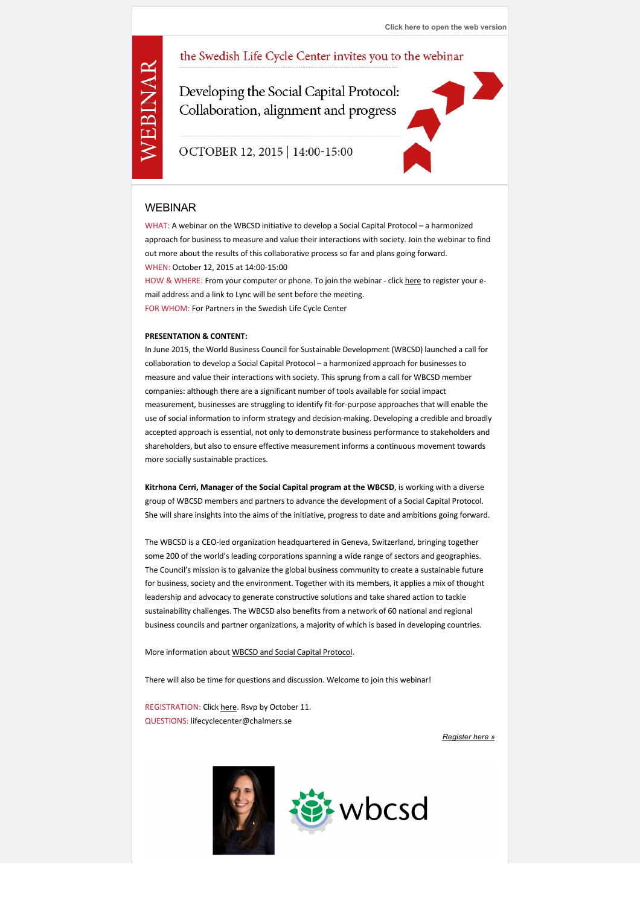Click here to open the web version

WEBINAR

the Swedish Life Cycle Center invites you to the webinar

# Developing the Social Capital Protocol: Collaboration, alignment and progress

OCTOBER 12, 2015 | 14:00-15:00

## WEBINAR

WHAT: A webinar on the WBCSD initiative to develop a Social Capital Protocol – a harmonized approach for business to measure and value their interactions with society. Join the webinar to find out more about the results of this collaborative process so far and plans going forward.

WHEN: October 12, 2015 at 14:00-15:00

HOW & WHERE: From your computer or phone. To join the webinar - click here to register your e-mail address and a link to Lync will be sent before the meeting.

FOR WHOM: For Partners in the Swedish Life Cycle Center

**PRESENTATION & CONTENT:**

In June 2015, the World Business Council for Sustainable Development (WBCSD) launched a call for collaboration to develop a Social Capital Protocol – a harmonized approach for businesses to measure and value their interactions with society. This sprung from a call for WBCSD member companies: although there are a significant number of tools available for social impact measurement, businesses are struggling to identify fit-for-purpose approaches that will enable the use of social information to inform strategy and decision-making. Developing a credible and broadly accepted approach is essential, not only to demonstrate business performance to stakeholders and shareholders, but also to ensure effective measurement informs a continuous movement towards more socially sustainable practices.

**Kitrhona Cerri, Manager of the Social Capital program at the WBCSD**, is working with a diverse group of WBCSD members and partners to advance the development of a Social Capital Protocol. She will share insights into the aims of the initiative, progress to date and ambitions going forward.

The WBCSD is a CEO-led organization headquartered in Geneva, Switzerland, bringing together some 200 of the world's leading corporations spanning a wide range of sectors and geographies. The Council's mission is to galvanize the global business community to create a sustainable future for business, society and the environment. Together with its members, it applies a mix of thought leadership and advocacy to generate constructive solutions and take shared action to tackle sustainability challenges. The WBCSD also benefits from a network of 60 national and regional business councils and partner organizations, a majority of which is based in developing countries.

More information about WBCSD and Social Capital Protocol.

There will also be time for questions and discussion. Welcome to join this webinar!

REGISTRATION: Click here. Rsvp by October 11.

QUESTIONS: lifecyclecenter@chalmers.se

*Register here »*

wbcsd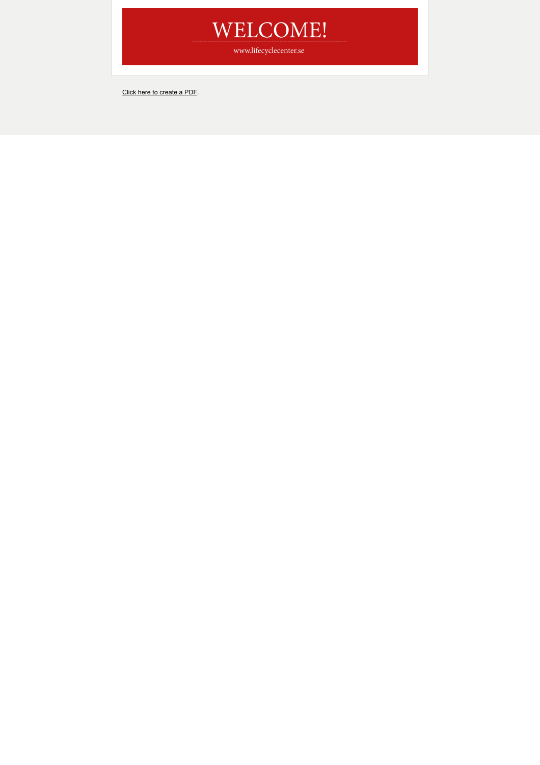# WELCOME!

www.lifecyclecenter.se

Click here to create a PDF.